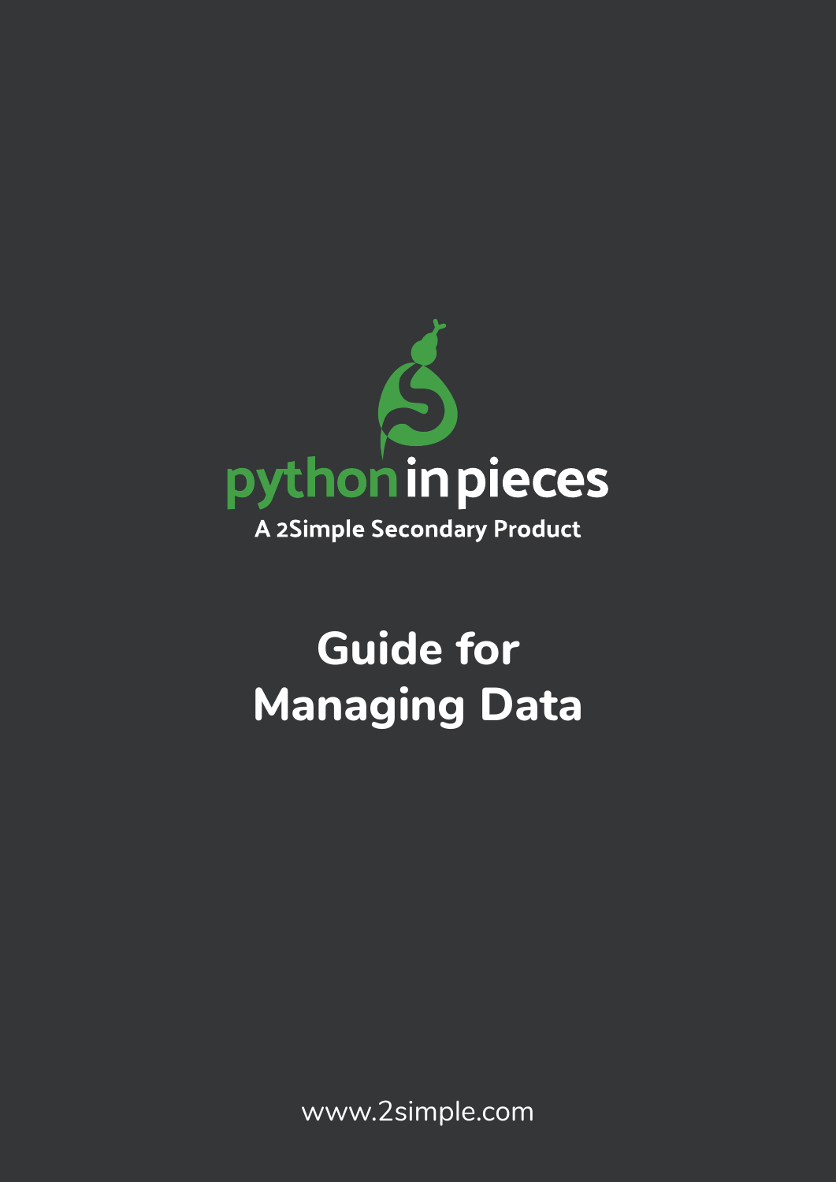python in pieces

A 2Simple Secondary Product

# Guide for Managing Data

www.2simple.com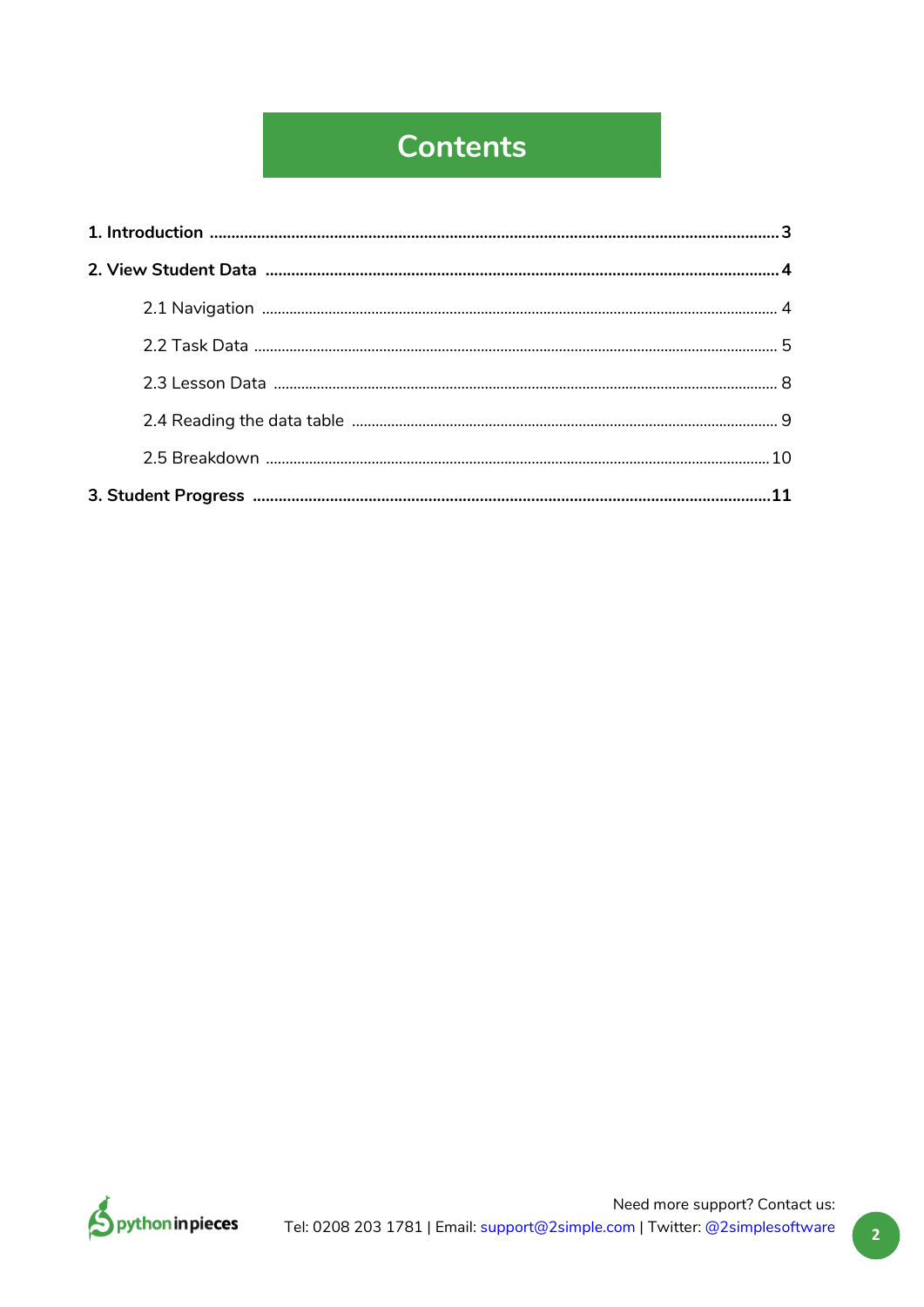# Contents

**1. Introduction** .................................................. **3**

**2. View Student Data** .................................................. **4**

- 2.1 Navigation .................................................. 4
- 2.2 Task Data .................................................. 5
- 2.3 Lesson Data .................................................. 8
- 2.4 Reading the data table .................................................. 9
- 2.5 Breakdown .................................................. 10

**3. Student Progress** .................................................. **11**

Need more support? Contact us:
Tel: 0208 203 1781 | Email: support@2simple.com | Twitter: @2simplesoftware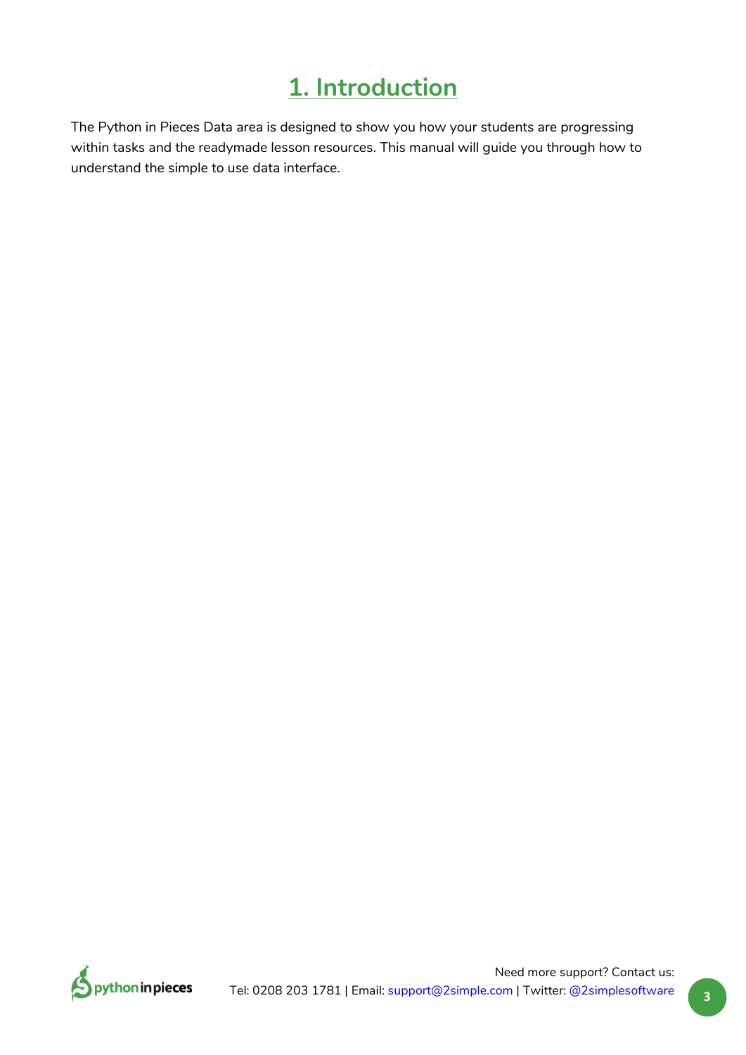# 1. Introduction

The Python in Pieces Data area is designed to show you how your students are progressing within tasks and the readymade lesson resources. This manual will guide you through how to understand the simple to use data interface.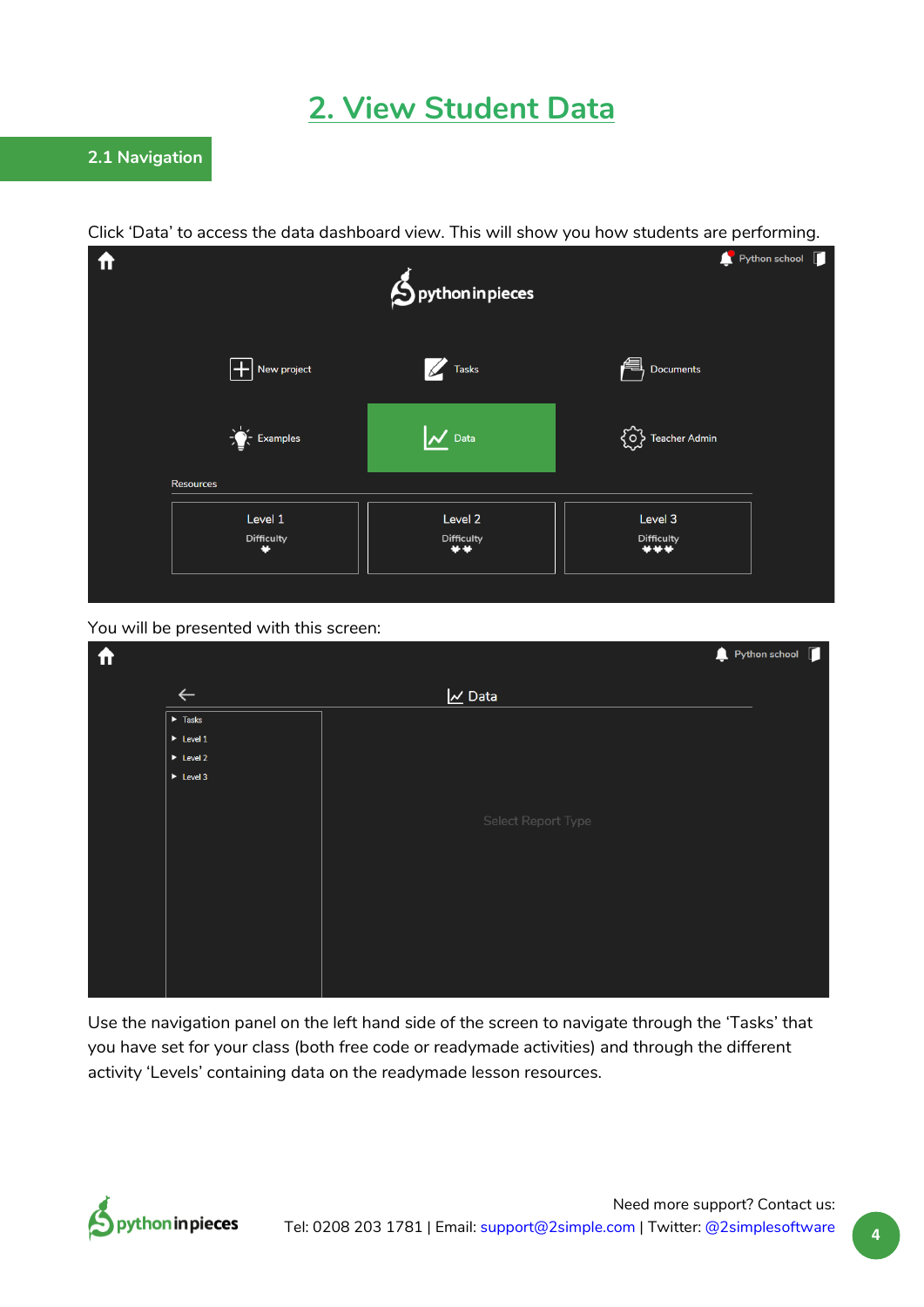# 2. View Student Data

## 2.1 Navigation

Click 'Data' to access the data dashboard view. This will show you how students are performing.

You will be presented with this screen:

Use the navigation panel on the left hand side of the screen to navigate through the 'Tasks' that you have set for your class (both free code or readymade activities) and through the different activity 'Levels' containing data on the readymade lesson resources.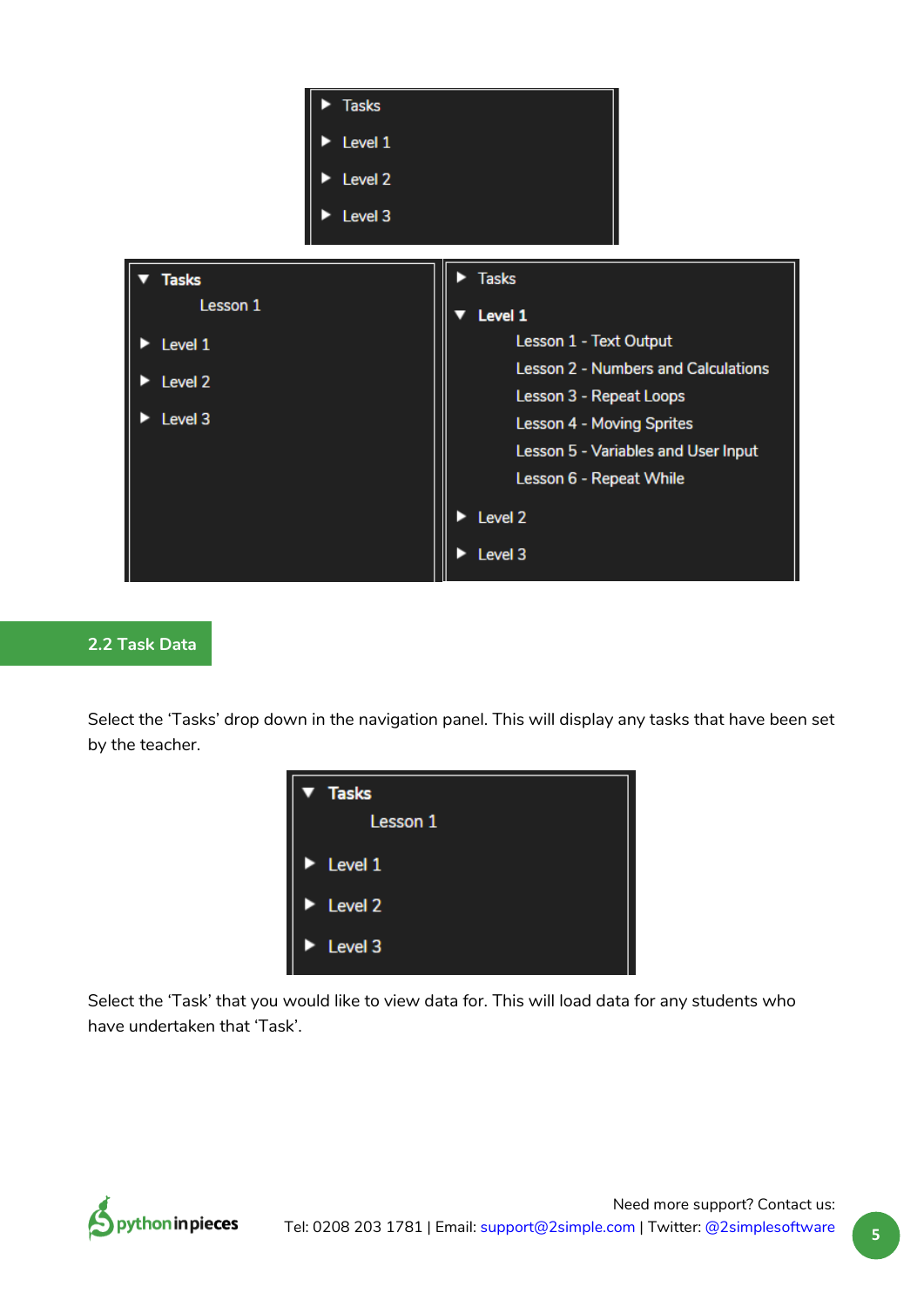▶ Tasks
▶ Level 1
▶ Level 2
▶ Level 3

▼ Tasks
Lesson 1
▶ Level 1
▶ Level 2
▶ Level 3

▶ Tasks
▼ Level 1
Lesson 1 - Text Output
Lesson 2 - Numbers and Calculations
Lesson 3 - Repeat Loops
Lesson 4 - Moving Sprites
Lesson 5 - Variables and User Input
Lesson 6 - Repeat While
▶ Level 2
▶ Level 3

## 2.2 Task Data

Select the 'Tasks' drop down in the navigation panel. This will display any tasks that have been set by the teacher.

▼ Tasks
Lesson 1
▶ Level 1
▶ Level 2
▶ Level 3

Select the 'Task' that you would like to view data for. This will load data for any students who have undertaken that 'Task'.

Need more support? Contact us:
Tel: 0208 203 1781 | Email: support@2simple.com | Twitter: @2simplesoftware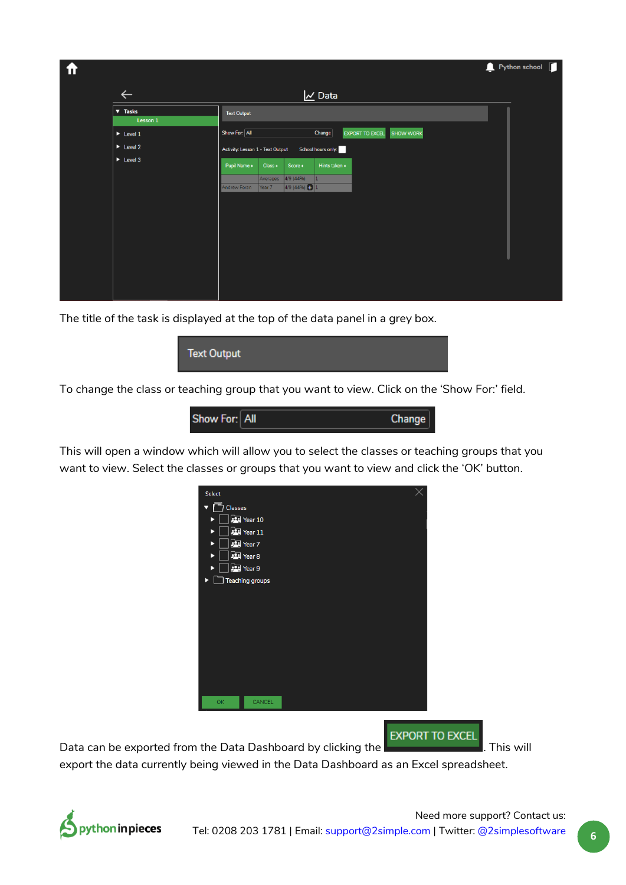The title of the task is displayed at the top of the data panel in a grey box.

To change the class or teaching group that you want to view. Click on the 'Show For:' field.

This will open a window which will allow you to select the classes or teaching groups that you want to view. Select the classes or groups that you want to view and click the 'OK' button.

Data can be exported from the Data Dashboard by clicking the EXPORT TO EXCEL. This will export the data currently being viewed in the Data Dashboard as an Excel spreadsheet.

Need more support? Contact us:
Tel: 0208 203 1781 | Email: support@2simple.com | Twitter: @2simplesoftware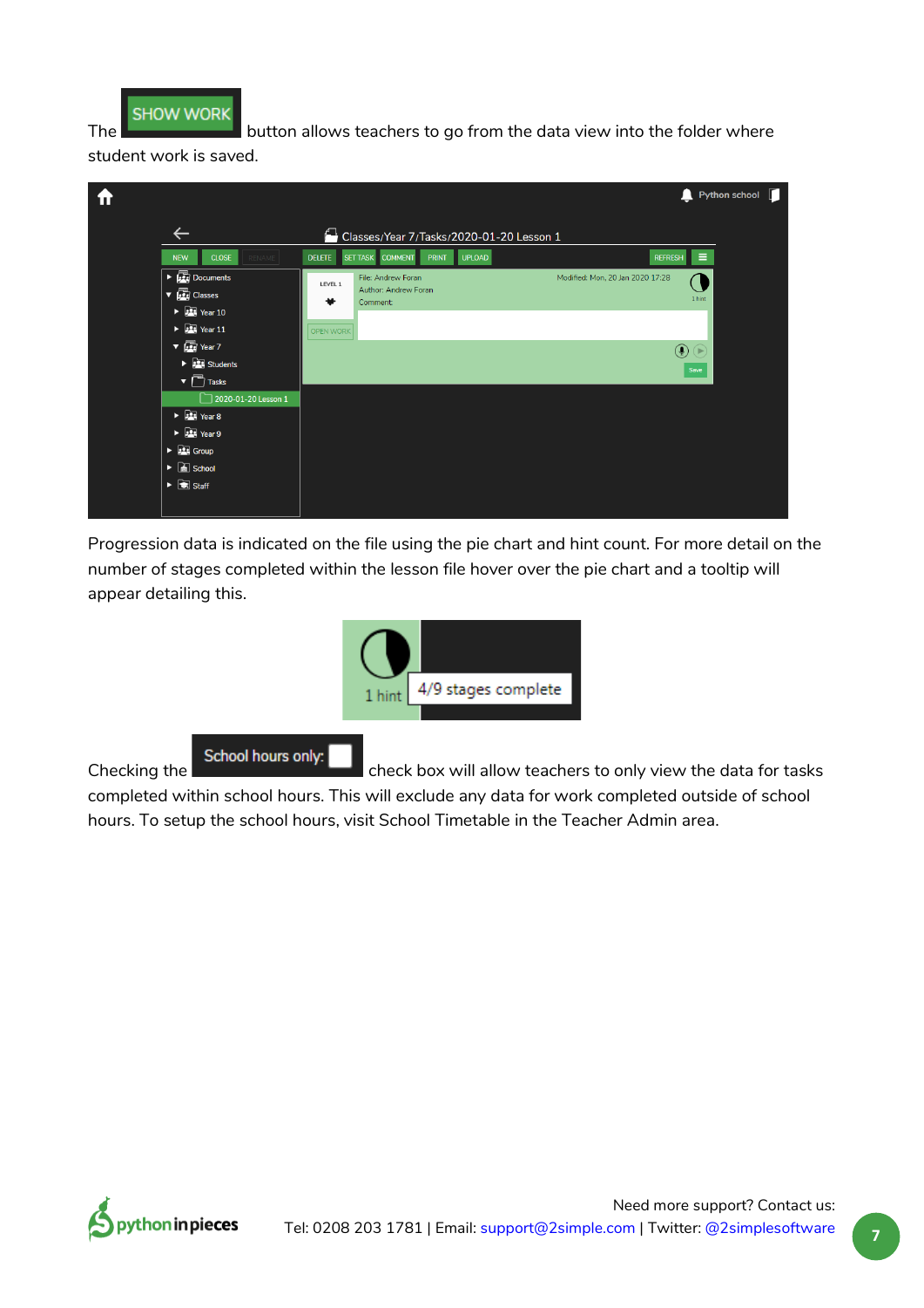The SHOW WORK button allows teachers to go from the data view into the folder where student work is saved.

Progression data is indicated on the file using the pie chart and hint count. For more detail on the number of stages completed within the lesson file hover over the pie chart and a tooltip will appear detailing this.

Checking the School hours only: check box will allow teachers to only view the data for tasks completed within school hours. This will exclude any data for work completed outside of school hours. To setup the school hours, visit School Timetable in the Teacher Admin area.

Need more support? Contact us:
Tel: 0208 203 1781 | Email: support@2simple.com | Twitter: @2simplesoftware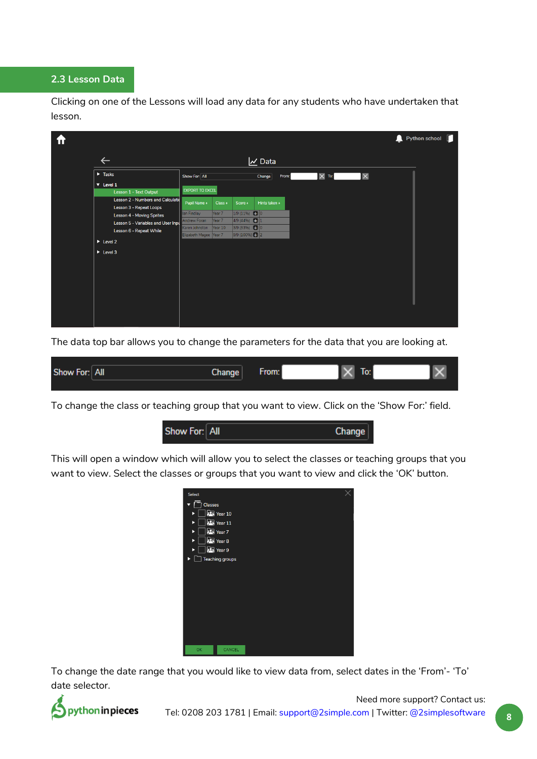## 2.3 Lesson Data

Clicking on one of the Lessons will load any data for any students who have undertaken that lesson.

The data top bar allows you to change the parameters for the data that you are looking at.

To change the class or teaching group that you want to view. Click on the 'Show For:' field.

This will open a window which will allow you to select the classes or teaching groups that you want to view. Select the classes or groups that you want to view and click the 'OK' button.

To change the date range that you would like to view data from, select dates in the 'From'- 'To' date selector.

Need more support? Contact us:
Tel: 0208 203 1781 | Email: support@2simple.com | Twitter: @2simplesoftware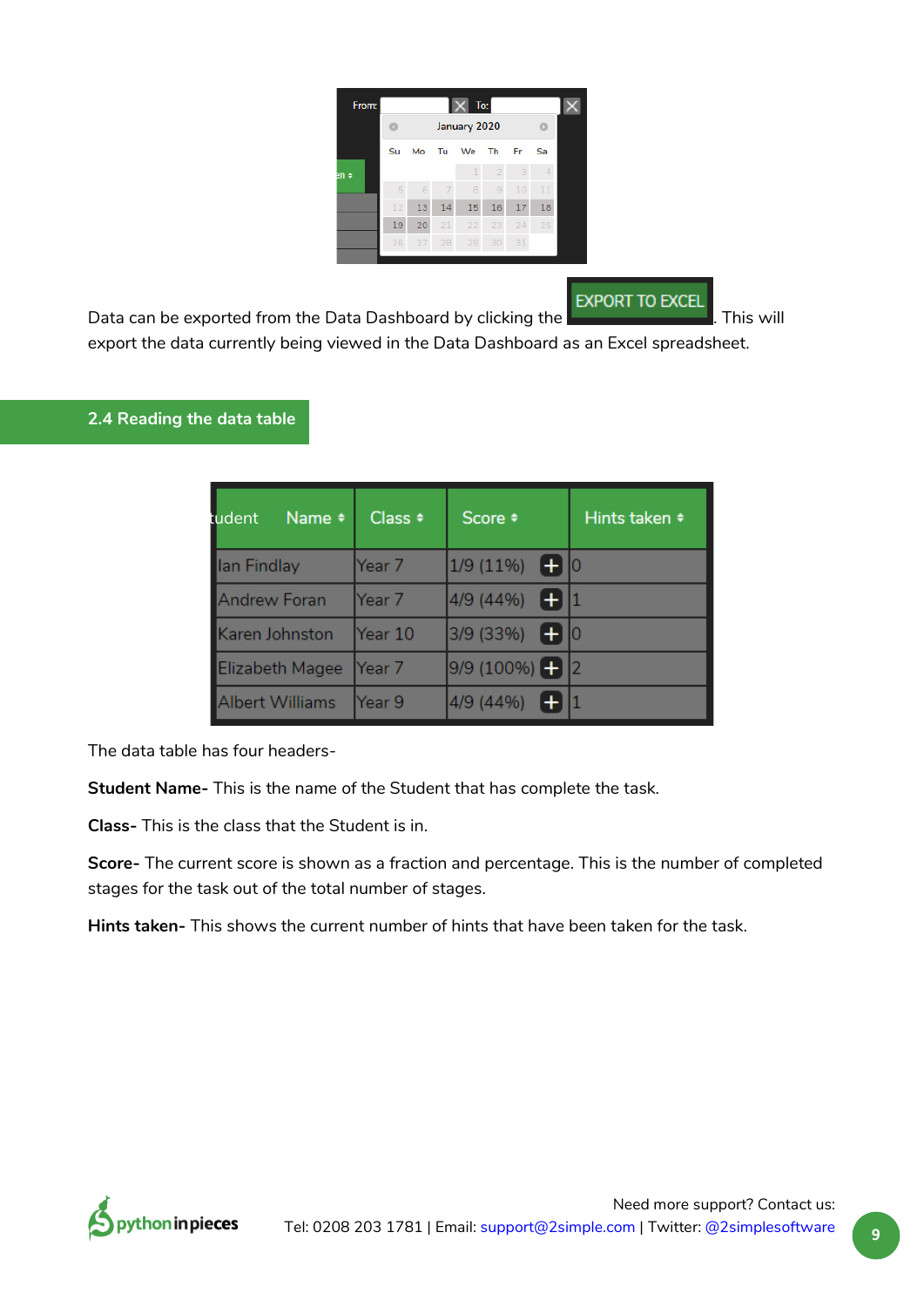Data can be exported from the Data Dashboard by clicking the EXPORT TO EXCEL. This will export the data currently being viewed in the Data Dashboard as an Excel spreadsheet.

## 2.4 Reading the data table

| Student Name | Class | Score | Hints taken |
|---|---|---|---|
| Ian Findlay | Year 7 | 1/9 (11%) | 0 |
| Andrew Foran | Year 7 | 4/9 (44%) | 1 |
| Karen Johnston | Year 10 | 3/9 (33%) | 0 |
| Elizabeth Magee | Year 7 | 9/9 (100%) | 2 |
| Albert Williams | Year 9 | 4/9 (44%) | 1 |

The data table has four headers-

**Student Name-** This is the name of the Student that has complete the task.

**Class-** This is the class that the Student is in.

**Score-** The current score is shown as a fraction and percentage. This is the number of completed stages for the task out of the total number of stages.

**Hints taken-** This shows the current number of hints that have been taken for the task.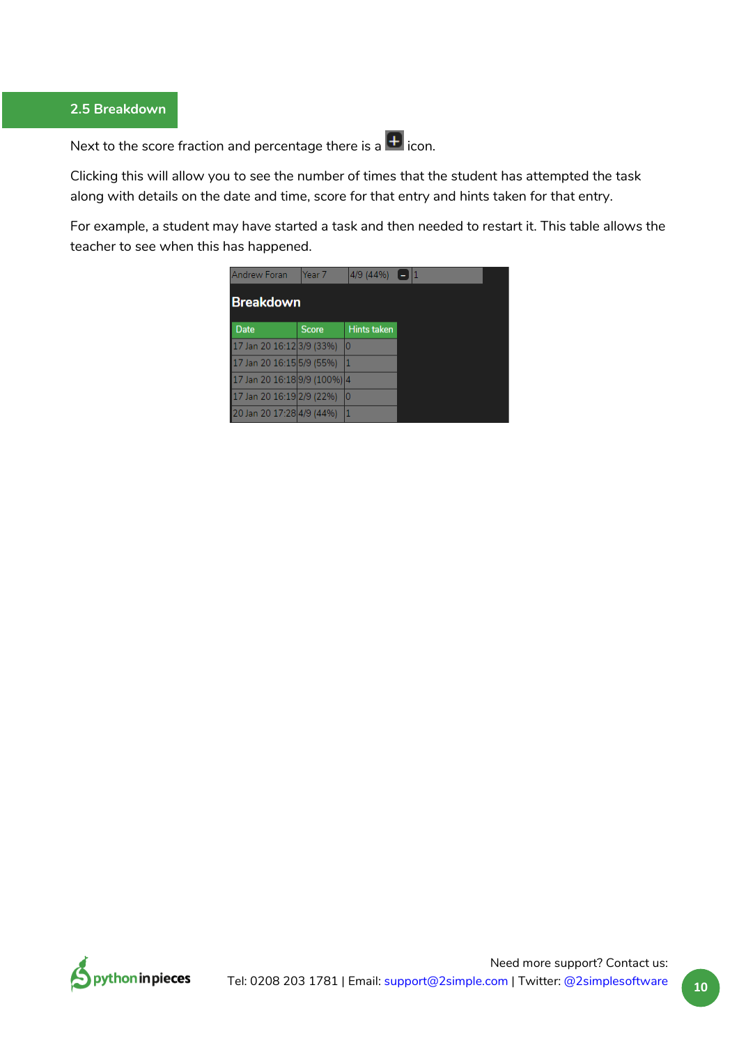## 2.5 Breakdown

Next to the score fraction and percentage there is a ⊞ icon.

Clicking this will allow you to see the number of times that the student has attempted the task along with details on the date and time, score for that entry and hints taken for that entry.

For example, a student may have started a task and then needed to restart it. This table allows the teacher to see when this has happened.

| Andrew Foran | Year 7 | 4/9 (44%) ⊟ | 1 |
|---|---|---|---|

**Breakdown**

| Date | Score | Hints taken |
|---|---|---|
| 17 Jan 20 16:12 | 3/9 (33%) | 0 |
| 17 Jan 20 16:15 | 5/9 (55%) | 1 |
| 17 Jan 20 16:18 | 9/9 (100%) | 4 |
| 17 Jan 20 16:19 | 2/9 (22%) | 0 |
| 20 Jan 20 17:28 | 4/9 (44%) | 1 |

Need more support? Contact us:
Tel: 0208 203 1781 | Email: support@2simple.com | Twitter: @2simplesoftware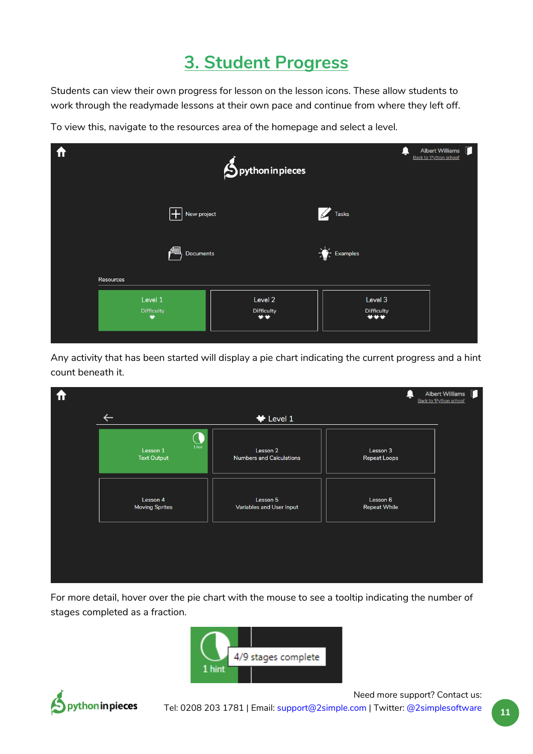# 3. Student Progress

Students can view their own progress for lesson on the lesson icons. These allow students to work through the readymade lessons at their own pace and continue from where they left off.

To view this, navigate to the resources area of the homepage and select a level.

Any activity that has been started will display a pie chart indicating the current progress and a hint count beneath it.

For more detail, hover over the pie chart with the mouse to see a tooltip indicating the number of stages completed as a fraction.

Need more support? Contact us:
Tel: 0208 203 1781 | Email: support@2simple.com | Twitter: @2simplesoftware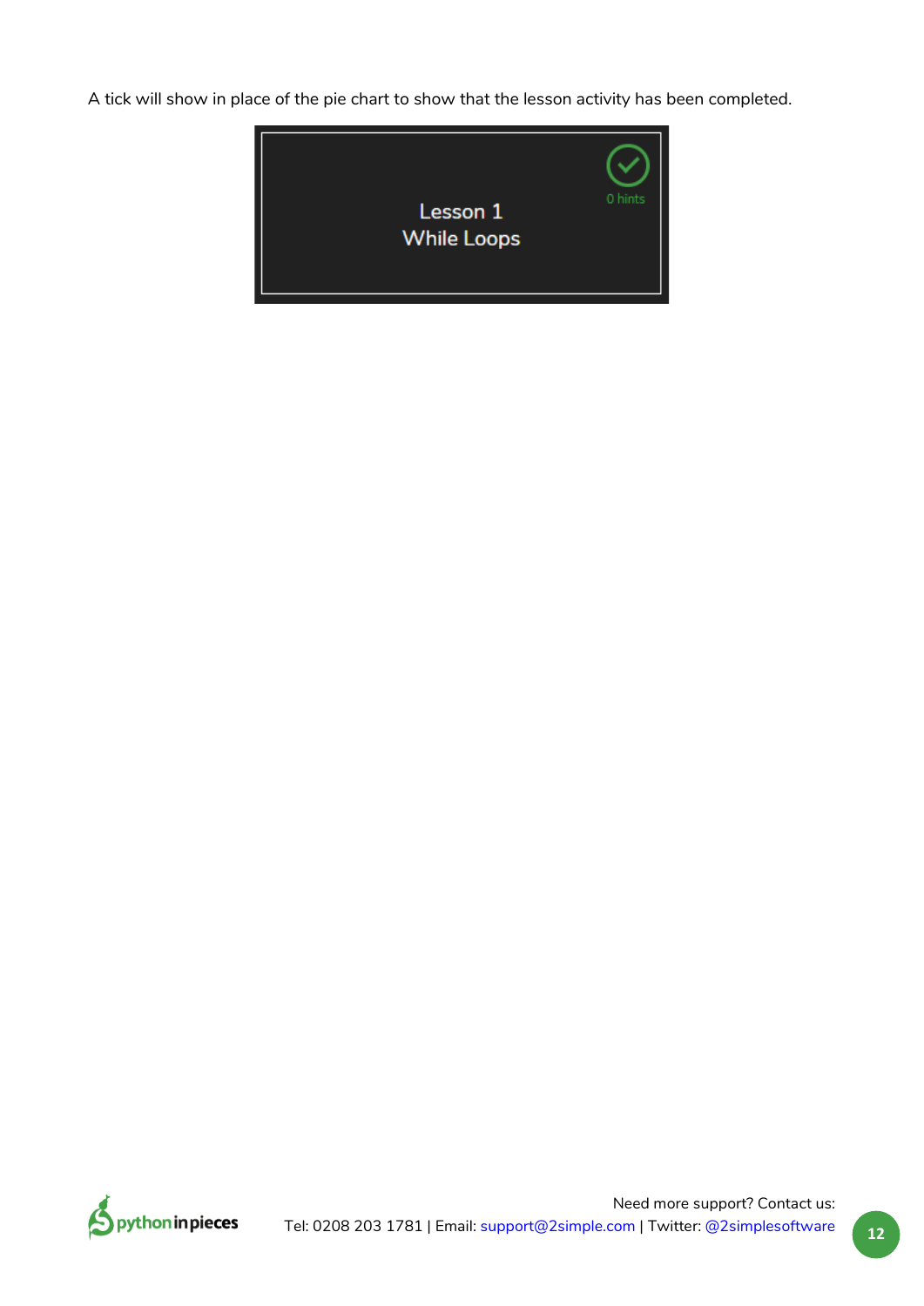A tick will show in place of the pie chart to show that the lesson activity has been completed.

Lesson 1
While Loops

0 hints

Need more support? Contact us:
Tel: 0208 203 1781 | Email: support@2simple.com | Twitter: @2simplesoftware